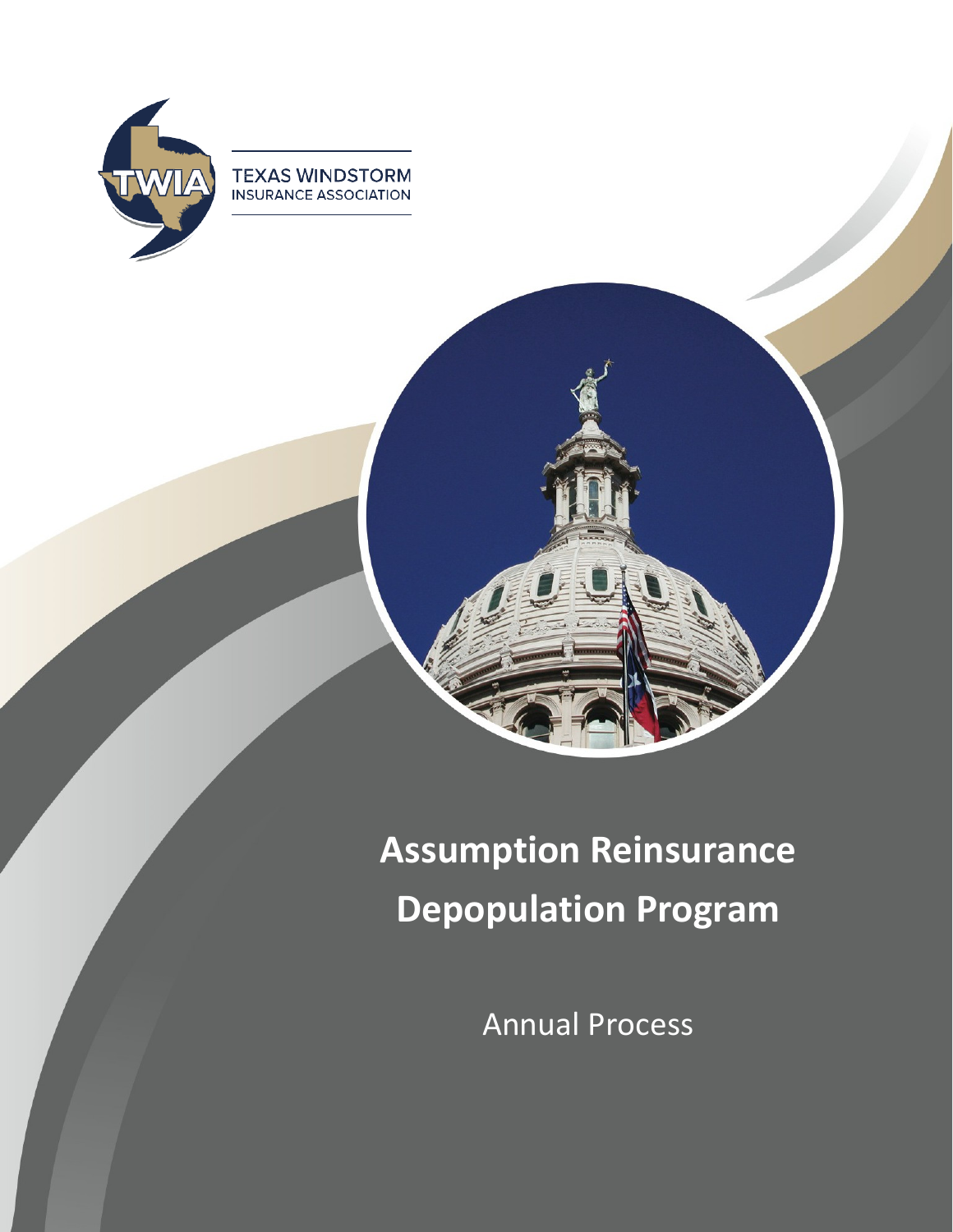TEXAS WINDSTORM INSURANCE ASSOCIATION

# Assumption Reinsurance Depopulation Program

Annual Process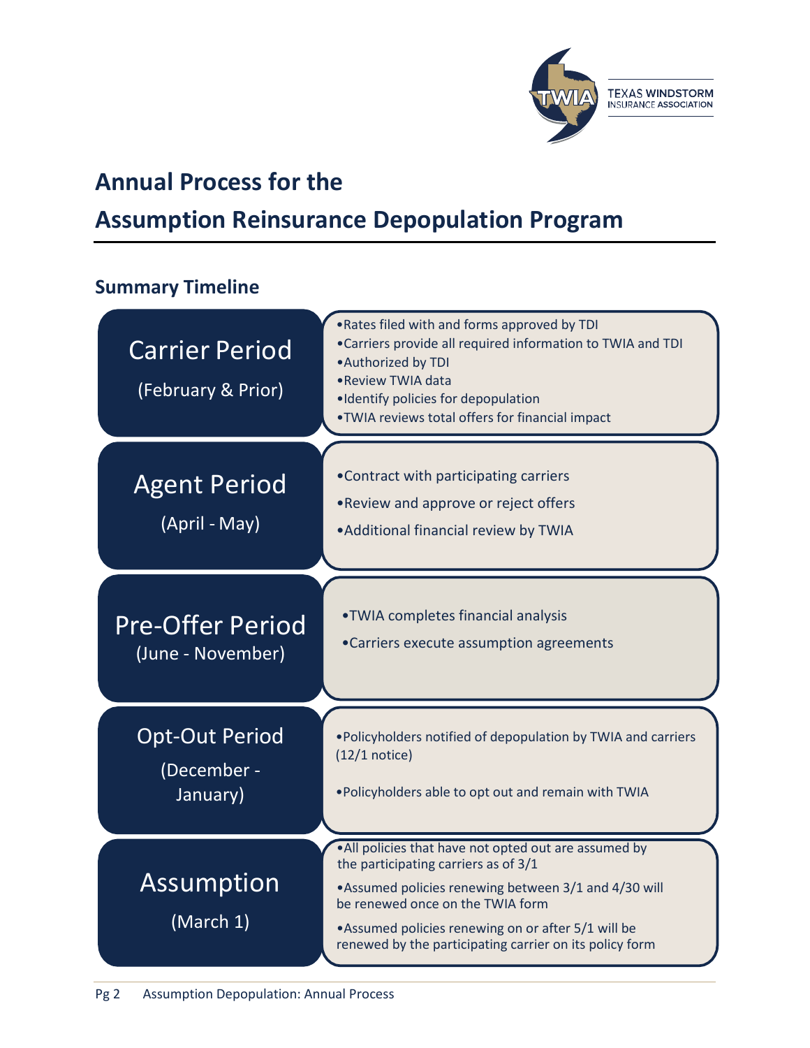# Annual Process for the Assumption Reinsurance Depopulation Program

## Summary Timeline

### Carrier Period (February & Prior)

- Rates filed with and forms approved by TDI
- Carriers provide all required information to TWIA and TDI
- Authorized by TDI
- Review TWIA data
- Identify policies for depopulation
- TWIA reviews total offers for financial impact

### Agent Period (April - May)

- Contract with participating carriers
- Review and approve or reject offers
- Additional financial review by TWIA

### Pre-Offer Period (June - November)

- TWIA completes financial analysis
- Carriers execute assumption agreements

### Opt-Out Period (December - January)

- Policyholders notified of depopulation by TWIA and carriers (12/1 notice)
- Policyholders able to opt out and remain with TWIA

### Assumption (March 1)

- All policies that have not opted out are assumed by the participating carriers as of 3/1
- Assumed policies renewing between 3/1 and 4/30 will be renewed once on the TWIA form
- Assumed policies renewing on or after 5/1 will be renewed by the participating carrier on its policy form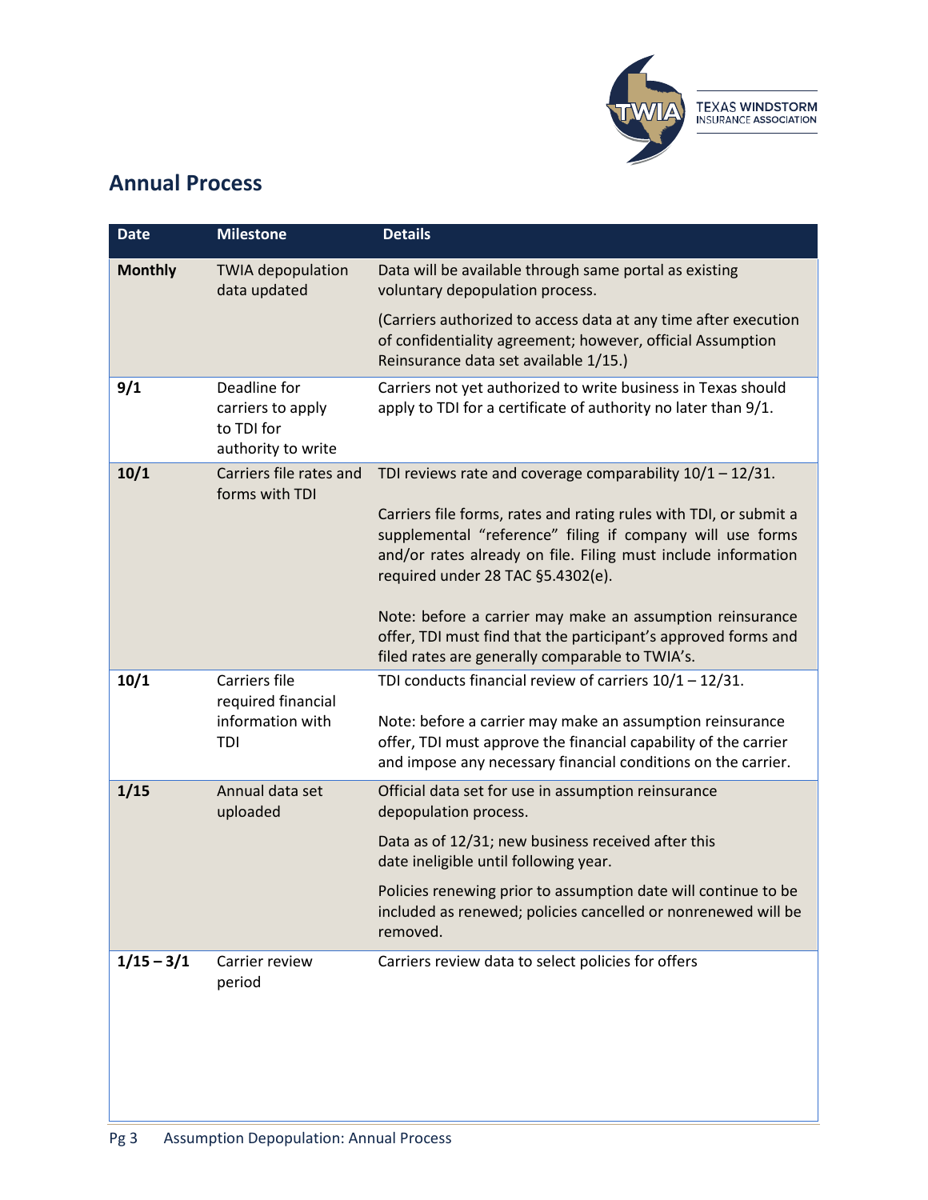## Annual Process

| Date | Milestone | Details |
|---|---|---|
| **Monthly** | TWIA depopulation data updated | Data will be available through same portal as existing voluntary depopulation process.<br><br>(Carriers authorized to access data at any time after execution of confidentiality agreement; however, official Assumption Reinsurance data set available 1/15.) |
| **9/1** | Deadline for carriers to apply to TDI for authority to write | Carriers not yet authorized to write business in Texas should apply to TDI for a certificate of authority no later than 9/1. |
| **10/1** | Carriers file rates and forms with TDI | TDI reviews rate and coverage comparability 10/1 – 12/31.<br><br>Carriers file forms, rates and rating rules with TDI, or submit a supplemental "reference" filing if company will use forms and/or rates already on file. Filing must include information required under 28 TAC §5.4302(e).<br><br>Note: before a carrier may make an assumption reinsurance offer, TDI must find that the participant's approved forms and filed rates are generally comparable to TWIA's. |
| **10/1** | Carriers file required financial information with TDI | TDI conducts financial review of carriers 10/1 – 12/31.<br><br>Note: before a carrier may make an assumption reinsurance offer, TDI must approve the financial capability of the carrier and impose any necessary financial conditions on the carrier. |
| **1/15** | Annual data set uploaded | Official data set for use in assumption reinsurance depopulation process.<br><br>Data as of 12/31; new business received after this date ineligible until following year.<br><br>Policies renewing prior to assumption date will continue to be included as renewed; policies cancelled or nonrenewed will be removed. |
| **1/15 – 3/1** | Carrier review period | Carriers review data to select policies for offers |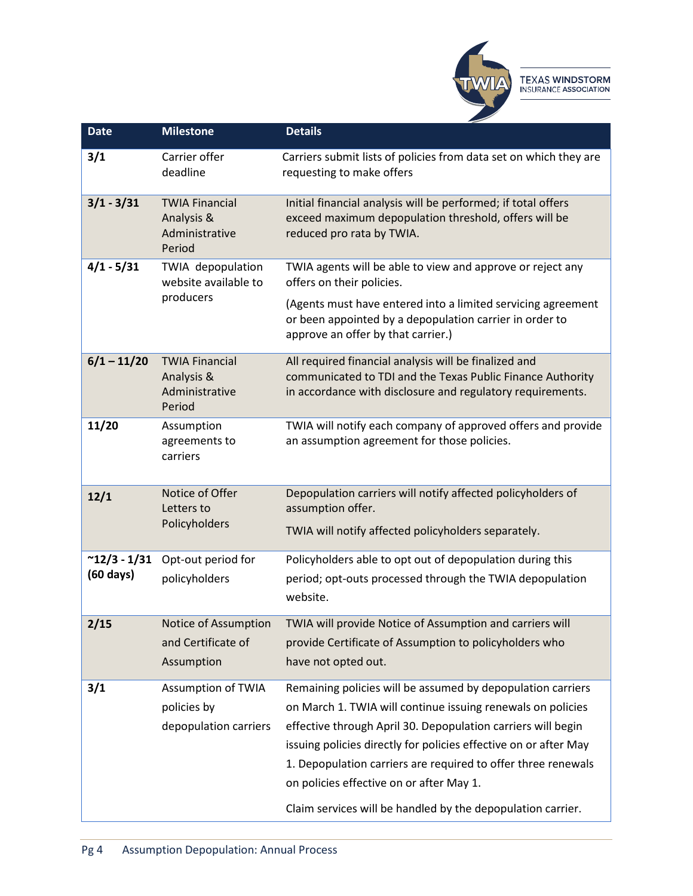| Date | Milestone | Details |
| --- | --- | --- |
| **3/1** | Carrier offer deadline | Carriers submit lists of policies from data set on which they are requesting to make offers |
| **3/1 - 3/31** | TWIA Financial Analysis & Administrative Period | Initial financial analysis will be performed; if total offers exceed maximum depopulation threshold, offers will be reduced pro rata by TWIA. |
| **4/1 - 5/31** | TWIA depopulation website available to producers | TWIA agents will be able to view and approve or reject any offers on their policies.<br><br>(Agents must have entered into a limited servicing agreement or been appointed by a depopulation carrier in order to approve an offer by that carrier.) |
| **6/1 – 11/20** | TWIA Financial Analysis & Administrative Period | All required financial analysis will be finalized and communicated to TDI and the Texas Public Finance Authority in accordance with disclosure and regulatory requirements. |
| **11/20** | Assumption agreements to carriers | TWIA will notify each company of approved offers and provide an assumption agreement for those policies. |
| **12/1** | Notice of Offer Letters to Policyholders | Depopulation carriers will notify affected policyholders of assumption offer.<br><br>TWIA will notify affected policyholders separately. |
| **~12/3 - 1/31 (60 days)** | Opt-out period for policyholders | Policyholders able to opt out of depopulation during this period; opt-outs processed through the TWIA depopulation website. |
| **2/15** | Notice of Assumption and Certificate of Assumption | TWIA will provide Notice of Assumption and carriers will provide Certificate of Assumption to policyholders who have not opted out. |
| **3/1** | Assumption of TWIA policies by depopulation carriers | Remaining policies will be assumed by depopulation carriers on March 1. TWIA will continue issuing renewals on policies effective through April 30. Depopulation carriers will begin issuing policies directly for policies effective on or after May 1. Depopulation carriers are required to offer three renewals on policies effective on or after May 1.<br><br>Claim services will be handled by the depopulation carrier. |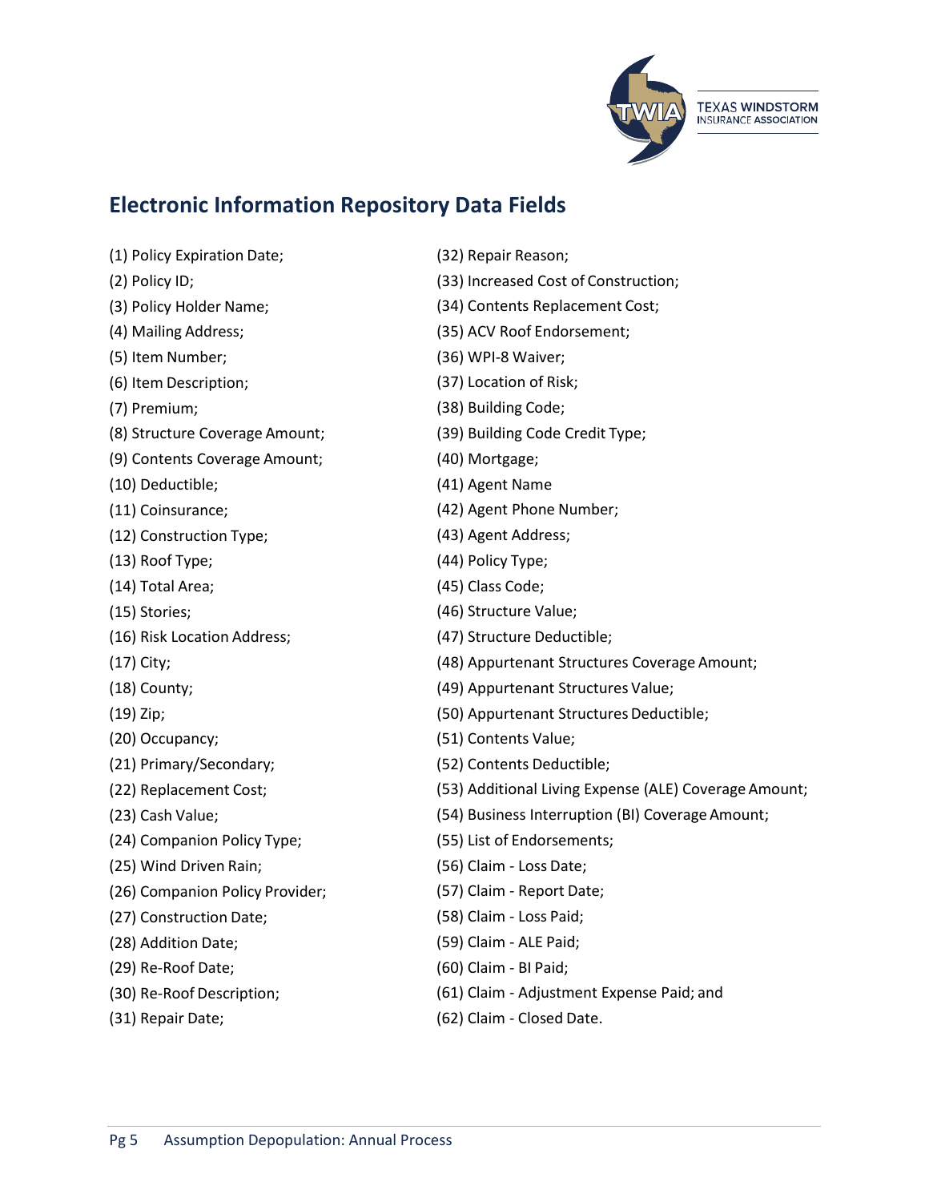## Electronic Information Repository Data Fields

(1) Policy Expiration Date;
(2) Policy ID;
(3) Policy Holder Name;
(4) Mailing Address;
(5) Item Number;
(6) Item Description;
(7) Premium;
(8) Structure Coverage Amount;
(9) Contents Coverage Amount;
(10) Deductible;
(11) Coinsurance;
(12) Construction Type;
(13) Roof Type;
(14) Total Area;
(15) Stories;
(16) Risk Location Address;
(17) City;
(18) County;
(19) Zip;
(20) Occupancy;
(21) Primary/Secondary;
(22) Replacement Cost;
(23) Cash Value;
(24) Companion Policy Type;
(25) Wind Driven Rain;
(26) Companion Policy Provider;
(27) Construction Date;
(28) Addition Date;
(29) Re-Roof Date;
(30) Re-Roof Description;
(31) Repair Date;
(32) Repair Reason;
(33) Increased Cost of Construction;
(34) Contents Replacement Cost;
(35) ACV Roof Endorsement;
(36) WPI-8 Waiver;
(37) Location of Risk;
(38) Building Code;
(39) Building Code Credit Type;
(40) Mortgage;
(41) Agent Name
(42) Agent Phone Number;
(43) Agent Address;
(44) Policy Type;
(45) Class Code;
(46) Structure Value;
(47) Structure Deductible;
(48) Appurtenant Structures Coverage Amount;
(49) Appurtenant Structures Value;
(50) Appurtenant Structures Deductible;
(51) Contents Value;
(52) Contents Deductible;
(53) Additional Living Expense (ALE) Coverage Amount;
(54) Business Interruption (BI) Coverage Amount;
(55) List of Endorsements;
(56) Claim - Loss Date;
(57) Claim - Report Date;
(58) Claim - Loss Paid;
(59) Claim - ALE Paid;
(60) Claim - BI Paid;
(61) Claim - Adjustment Expense Paid; and
(62) Claim - Closed Date.